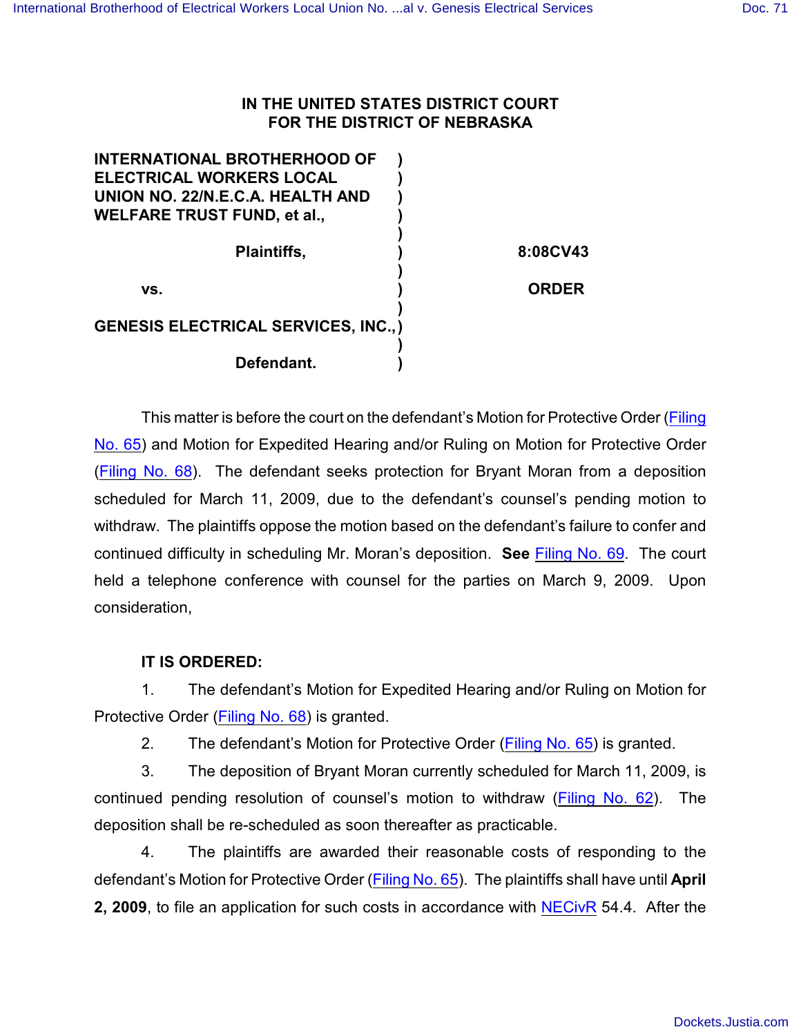**IN THE UNITED STATES DISTRICT COURT**
**FOR THE DISTRICT OF NEBRASKA**

| | | |
|---|---|---|
| **INTERNATIONAL BROTHERHOOD OF ELECTRICAL WORKERS LOCAL UNION NO. 22/N.E.C.A. HEALTH AND WELFARE TRUST FUND, et al.,** | ) | |
| **Plaintiffs,** | ) | **8:08CV43** |
| **vs.** | ) | **ORDER** |
| **GENESIS ELECTRICAL SERVICES, INC.,** | ) | |
| **Defendant.** | ) | |

This matter is before the court on the defendant's Motion for Protective Order (Filing No. 65) and Motion for Expedited Hearing and/or Ruling on Motion for Protective Order (Filing No. 68). The defendant seeks protection for Bryant Moran from a deposition scheduled for March 11, 2009, due to the defendant's counsel's pending motion to withdraw. The plaintiffs oppose the motion based on the defendant's failure to confer and continued difficulty in scheduling Mr. Moran's deposition. **See** Filing No. 69. The court held a telephone conference with counsel for the parties on March 9, 2009. Upon consideration,

**IT IS ORDERED:**

1. The defendant's Motion for Expedited Hearing and/or Ruling on Motion for Protective Order (Filing No. 68) is granted.

2. The defendant's Motion for Protective Order (Filing No. 65) is granted.

3. The deposition of Bryant Moran currently scheduled for March 11, 2009, is continued pending resolution of counsel's motion to withdraw (Filing No. 62). The deposition shall be re-scheduled as soon thereafter as practicable.

4. The plaintiffs are awarded their reasonable costs of responding to the defendant's Motion for Protective Order (Filing No. 65). The plaintiffs shall have until **April 2, 2009**, to file an application for such costs in accordance with NECivR 54.4. After the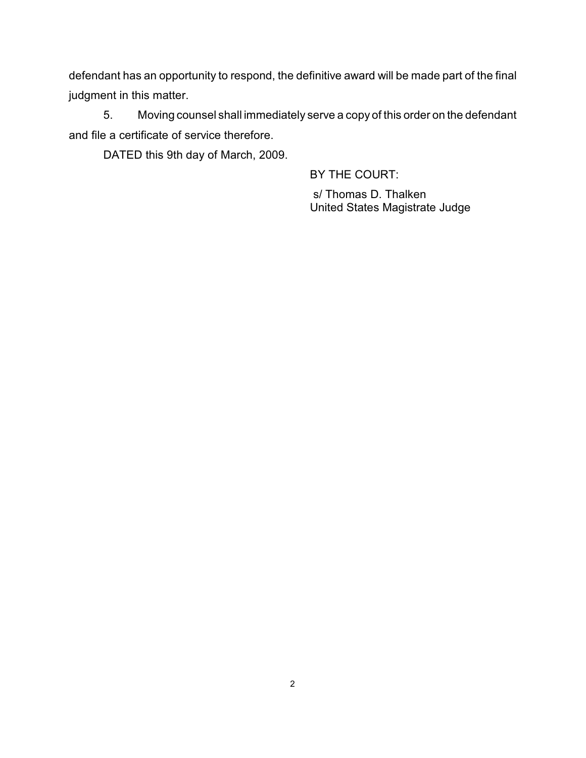defendant has an opportunity to respond, the definitive award will be made part of the final judgment in this matter.

5. Moving counsel shall immediately serve a copy of this order on the defendant and file a certificate of service therefore.

DATED this 9th day of March, 2009.

BY THE COURT:

s/ Thomas D. Thalken
United States Magistrate Judge